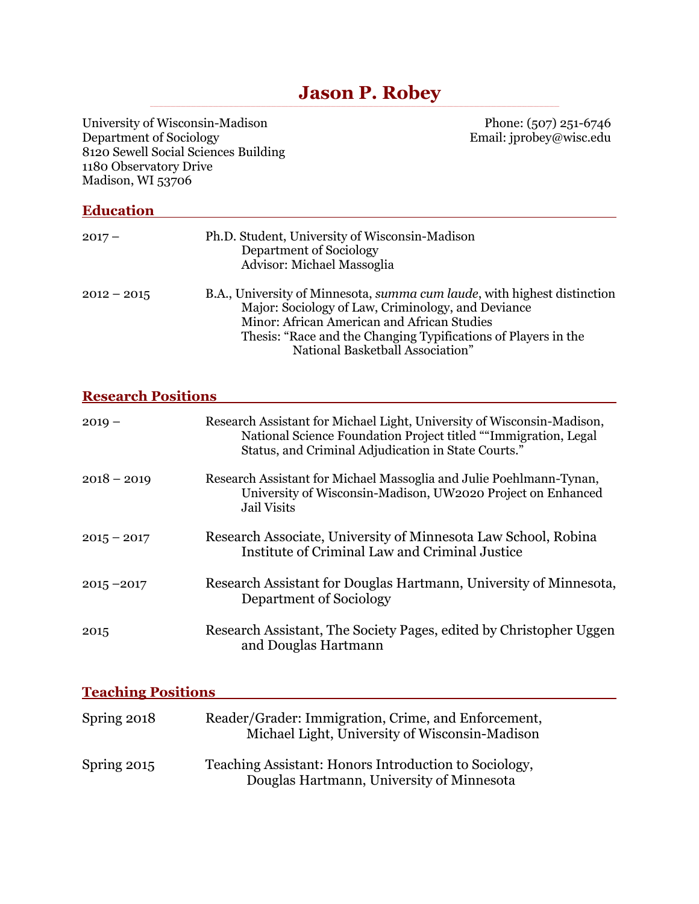# Jason P. Robey

University of Wisconsin-Madison
Department of Sociology
8120 Sewell Social Sciences Building
1180 Observatory Drive
Madison, WI 53706

Phone: (507) 251-6746
Email: jprobey@wisc.edu

## Education

2017 – Ph.D. Student, University of Wisconsin-Madison
Department of Sociology
Advisor: Michael Massoglia

2012 – 2015 B.A., University of Minnesota, *summa cum laude*, with highest distinction
Major: Sociology of Law, Criminology, and Deviance
Minor: African American and African Studies
Thesis: "Race and the Changing Typifications of Players in the National Basketball Association"

## Research Positions

2019 – Research Assistant for Michael Light, University of Wisconsin-Madison, National Science Foundation Project titled ""Immigration, Legal Status, and Criminal Adjudication in State Courts."

2018 – 2019 Research Assistant for Michael Massoglia and Julie Poehlmann-Tynan, University of Wisconsin-Madison, UW2020 Project on Enhanced Jail Visits

2015 – 2017 Research Associate, University of Minnesota Law School, Robina Institute of Criminal Law and Criminal Justice

2015 –2017 Research Assistant for Douglas Hartmann, University of Minnesota, Department of Sociology

2015 Research Assistant, The Society Pages, edited by Christopher Uggen and Douglas Hartmann

## Teaching Positions

Spring 2018 Reader/Grader: Immigration, Crime, and Enforcement, Michael Light, University of Wisconsin-Madison

Spring 2015 Teaching Assistant: Honors Introduction to Sociology, Douglas Hartmann, University of Minnesota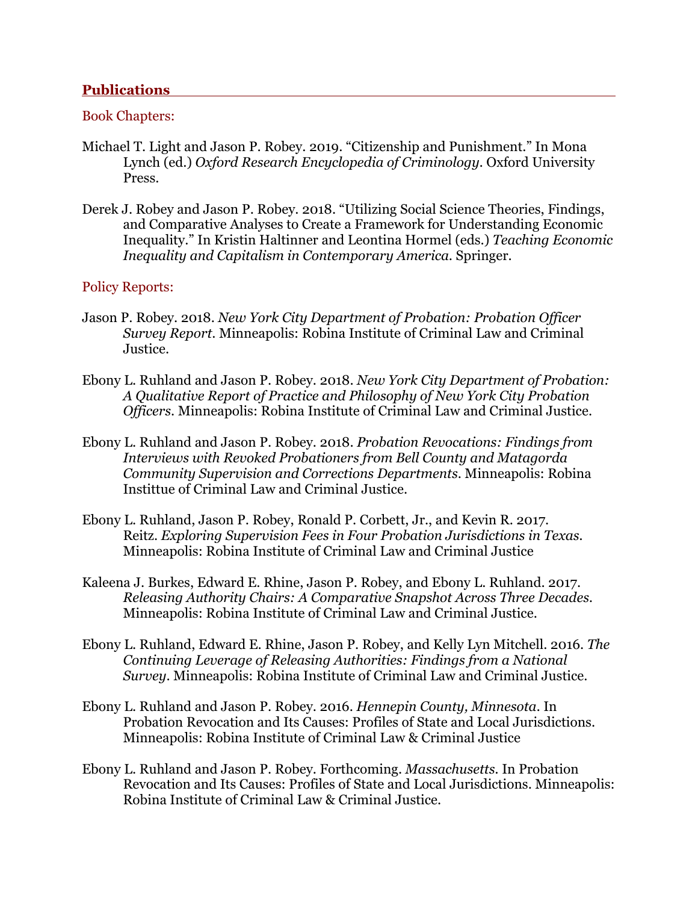## Publications

### Book Chapters:

Michael T. Light and Jason P. Robey. 2019. "Citizenship and Punishment." In Mona Lynch (ed.) *Oxford Research Encyclopedia of Criminology*. Oxford University Press.

Derek J. Robey and Jason P. Robey. 2018. "Utilizing Social Science Theories, Findings, and Comparative Analyses to Create a Framework for Understanding Economic Inequality." In Kristin Haltinner and Leontina Hormel (eds.) *Teaching Economic Inequality and Capitalism in Contemporary America*. Springer.

### Policy Reports:

Jason P. Robey. 2018. *New York City Department of Probation: Probation Officer Survey Report*. Minneapolis: Robina Institute of Criminal Law and Criminal Justice.

Ebony L. Ruhland and Jason P. Robey. 2018. *New York City Department of Probation: A Qualitative Report of Practice and Philosophy of New York City Probation Officers*. Minneapolis: Robina Institute of Criminal Law and Criminal Justice.

Ebony L. Ruhland and Jason P. Robey. 2018. *Probation Revocations: Findings from Interviews with Revoked Probationers from Bell County and Matagorda Community Supervision and Corrections Departments*. Minneapolis: Robina Instittue of Criminal Law and Criminal Justice.

Ebony L. Ruhland, Jason P. Robey, Ronald P. Corbett, Jr., and Kevin R. 2017. Reitz. *Exploring Supervision Fees in Four Probation Jurisdictions in Texas*. Minneapolis: Robina Institute of Criminal Law and Criminal Justice

Kaleena J. Burkes, Edward E. Rhine, Jason P. Robey, and Ebony L. Ruhland. 2017. *Releasing Authority Chairs: A Comparative Snapshot Across Three Decades*. Minneapolis: Robina Institute of Criminal Law and Criminal Justice.

Ebony L. Ruhland, Edward E. Rhine, Jason P. Robey, and Kelly Lyn Mitchell. 2016. *The Continuing Leverage of Releasing Authorities: Findings from a National Survey*. Minneapolis: Robina Institute of Criminal Law and Criminal Justice.

Ebony L. Ruhland and Jason P. Robey. 2016. *Hennepin County, Minnesota*. In Probation Revocation and Its Causes: Profiles of State and Local Jurisdictions. Minneapolis: Robina Institute of Criminal Law & Criminal Justice

Ebony L. Ruhland and Jason P. Robey. Forthcoming. *Massachusetts*. In Probation Revocation and Its Causes: Profiles of State and Local Jurisdictions. Minneapolis: Robina Institute of Criminal Law & Criminal Justice.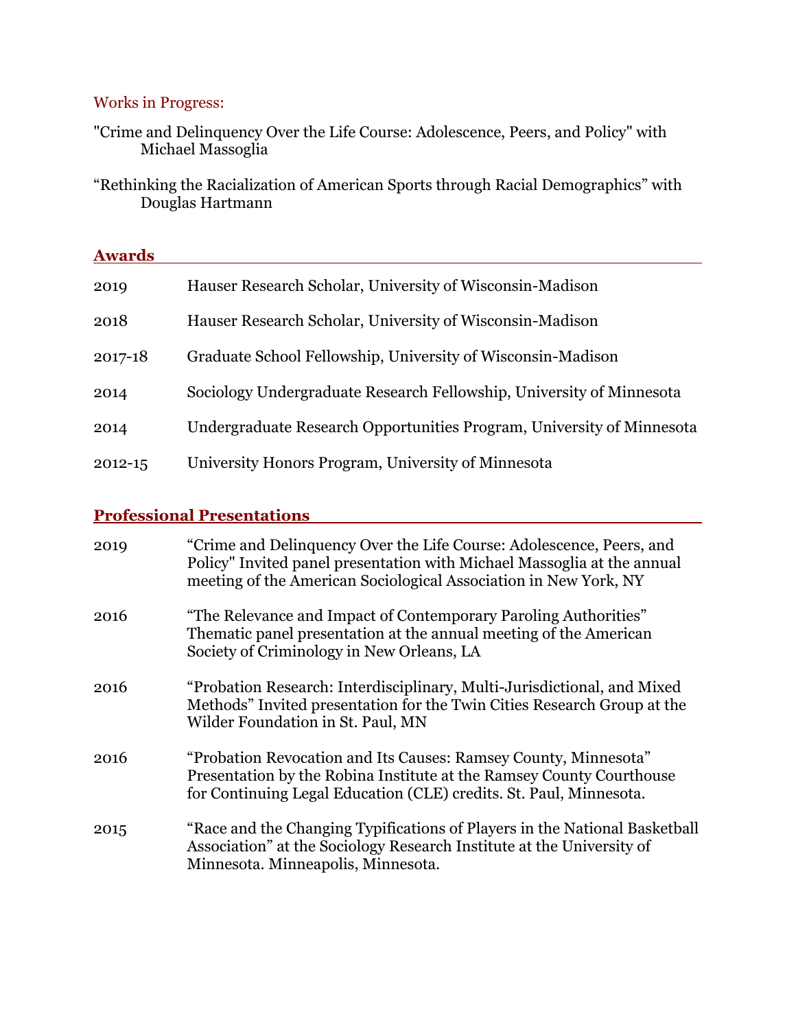Works in Progress:

"Crime and Delinquency Over the Life Course: Adolescence, Peers, and Policy" with Michael Massoglia

"Rethinking the Racialization of American Sports through Racial Demographics" with Douglas Hartmann

## Awards

2019 Hauser Research Scholar, University of Wisconsin-Madison

2018 Hauser Research Scholar, University of Wisconsin-Madison

2017-18 Graduate School Fellowship, University of Wisconsin-Madison

2014 Sociology Undergraduate Research Fellowship, University of Minnesota

2014 Undergraduate Research Opportunities Program, University of Minnesota

2012-15 University Honors Program, University of Minnesota

## Professional Presentations

2019 "Crime and Delinquency Over the Life Course: Adolescence, Peers, and Policy" Invited panel presentation with Michael Massoglia at the annual meeting of the American Sociological Association in New York, NY

2016 "The Relevance and Impact of Contemporary Paroling Authorities" Thematic panel presentation at the annual meeting of the American Society of Criminology in New Orleans, LA

2016 "Probation Research: Interdisciplinary, Multi-Jurisdictional, and Mixed Methods" Invited presentation for the Twin Cities Research Group at the Wilder Foundation in St. Paul, MN

2016 "Probation Revocation and Its Causes: Ramsey County, Minnesota" Presentation by the Robina Institute at the Ramsey County Courthouse for Continuing Legal Education (CLE) credits. St. Paul, Minnesota.

2015 "Race and the Changing Typifications of Players in the National Basketball Association" at the Sociology Research Institute at the University of Minnesota. Minneapolis, Minnesota.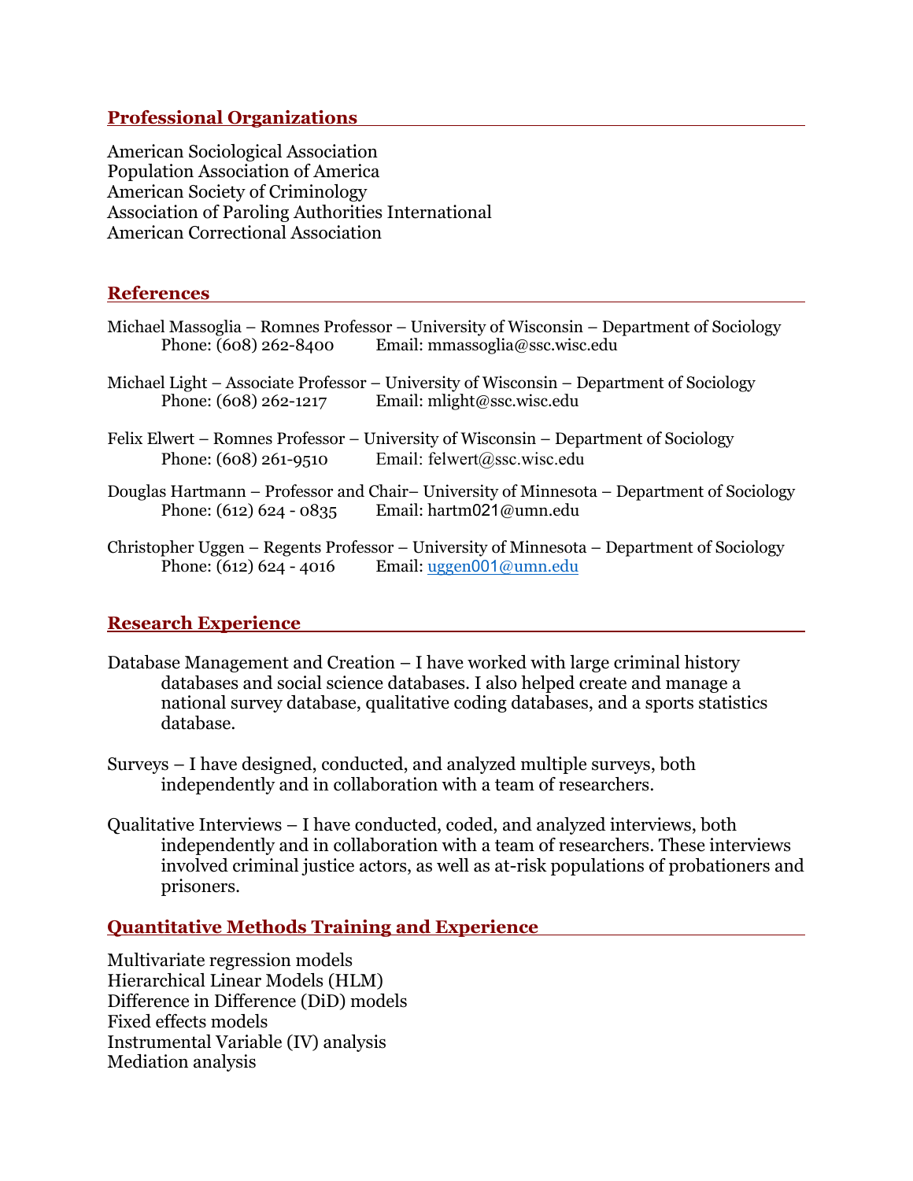## Professional Organizations

American Sociological Association
Population Association of America
American Society of Criminology
Association of Paroling Authorities International
American Correctional Association

## References

Michael Massoglia – Romnes Professor – University of Wisconsin – Department of Sociology
    Phone: (608) 262-8400    Email: mmassoglia@ssc.wisc.edu

Michael Light – Associate Professor – University of Wisconsin – Department of Sociology
    Phone: (608) 262-1217    Email: mlight@ssc.wisc.edu

Felix Elwert – Romnes Professor – University of Wisconsin – Department of Sociology
    Phone: (608) 261-9510    Email: felwert@ssc.wisc.edu

Douglas Hartmann – Professor and Chair– University of Minnesota – Department of Sociology
    Phone: (612) 624 - 0835    Email: hartm021@umn.edu

Christopher Uggen – Regents Professor – University of Minnesota – Department of Sociology
    Phone: (612) 624 - 4016    Email: uggen001@umn.edu

## Research Experience

Database Management and Creation – I have worked with large criminal history databases and social science databases. I also helped create and manage a national survey database, qualitative coding databases, and a sports statistics database.

Surveys – I have designed, conducted, and analyzed multiple surveys, both independently and in collaboration with a team of researchers.

Qualitative Interviews – I have conducted, coded, and analyzed interviews, both independently and in collaboration with a team of researchers. These interviews involved criminal justice actors, as well as at-risk populations of probationers and prisoners.

## Quantitative Methods Training and Experience

Multivariate regression models
Hierarchical Linear Models (HLM)
Difference in Difference (DiD) models
Fixed effects models
Instrumental Variable (IV) analysis
Mediation analysis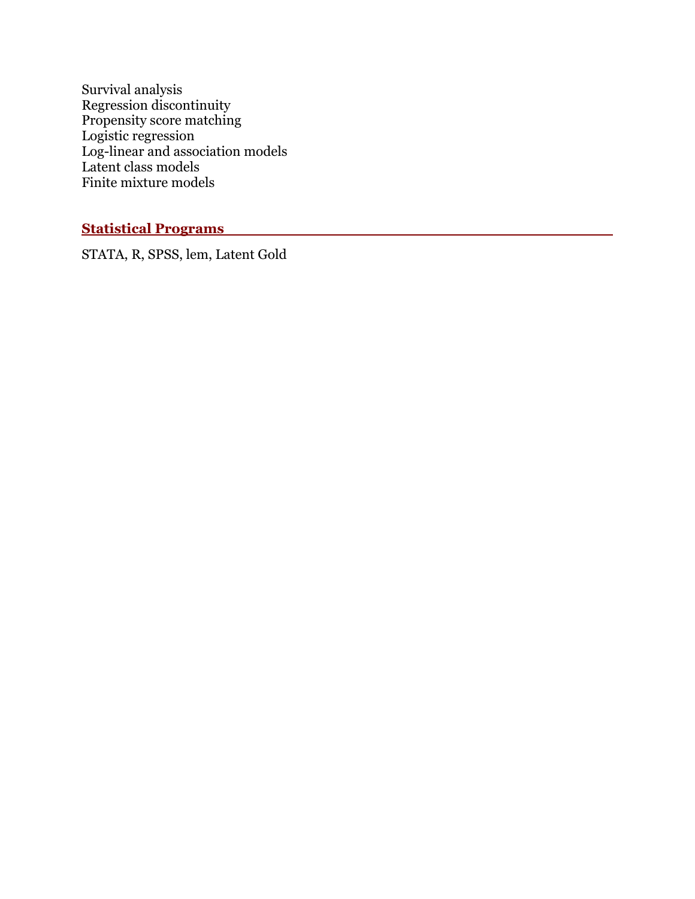Survival analysis
Regression discontinuity
Propensity score matching
Logistic regression
Log-linear and association models
Latent class models
Finite mixture models

## Statistical Programs

STATA, R, SPSS, lem, Latent Gold